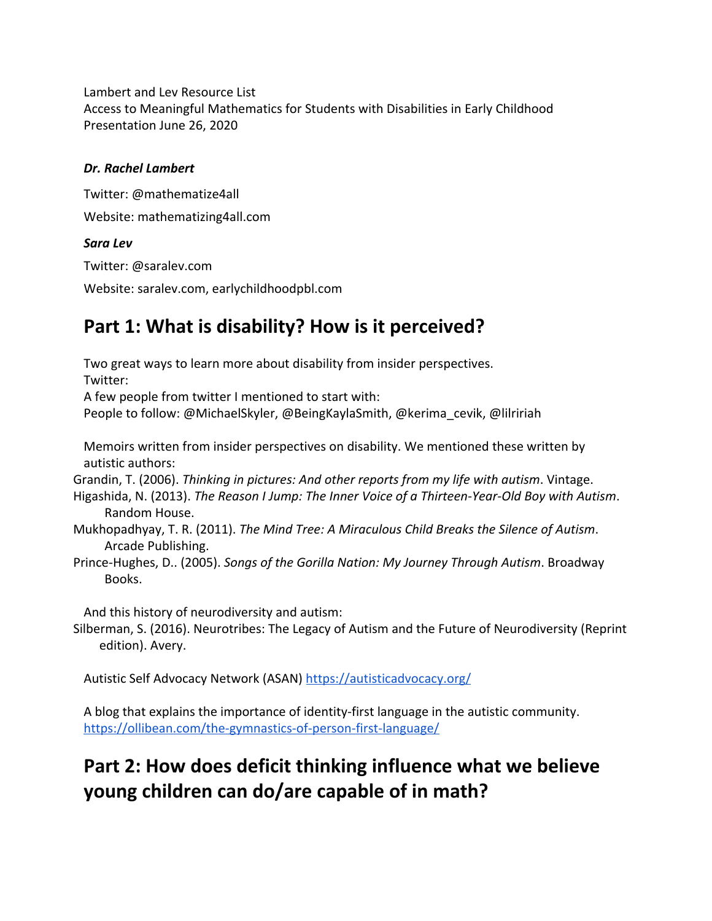Lambert and Lev Resource List
Access to Meaningful Mathematics for Students with Disabilities in Early Childhood
Presentation June 26, 2020

***Dr. Rachel Lambert***

Twitter: @mathematize4all

Website: mathematizing4all.com

***Sara Lev***

Twitter: @saralev.com

Website: saralev.com, earlychildhoodpbl.com

## Part 1: What is disability? How is it perceived?

Two great ways to learn more about disability from insider perspectives.
Twitter:
A few people from twitter I mentioned to start with:
People to follow: @MichaelSkyler, @BeingKaylaSmith, @kerima_cevik, @lilririah

Memoirs written from insider perspectives on disability. We mentioned these written by autistic authors:

Grandin, T. (2006). *Thinking in pictures: And other reports from my life with autism*. Vintage.

Higashida, N. (2013). *The Reason I Jump: The Inner Voice of a Thirteen-Year-Old Boy with Autism*. Random House.

Mukhopadhyay, T. R. (2011). *The Mind Tree: A Miraculous Child Breaks the Silence of Autism*. Arcade Publishing.

Prince-Hughes, D.. (2005). *Songs of the Gorilla Nation: My Journey Through Autism*. Broadway Books.

And this history of neurodiversity and autism:

Silberman, S. (2016). Neurotribes: The Legacy of Autism and the Future of Neurodiversity (Reprint edition). Avery.

Autistic Self Advocacy Network (ASAN) https://autisticadvocacy.org/

A blog that explains the importance of identity-first language in the autistic community.
https://ollibean.com/the-gymnastics-of-person-first-language/

## Part 2: How does deficit thinking influence what we believe young children can do/are capable of in math?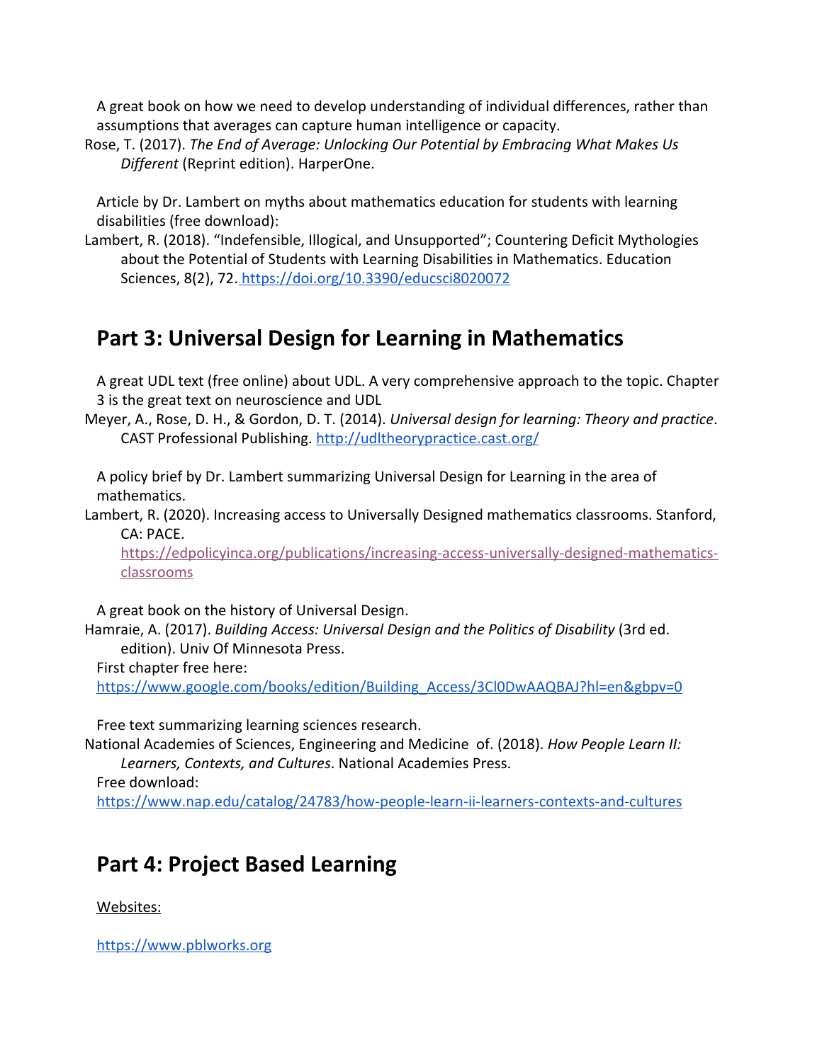A great book on how we need to develop understanding of individual differences, rather than assumptions that averages can capture human intelligence or capacity.

Rose, T. (2017). *The End of Average: Unlocking Our Potential by Embracing What Makes Us Different* (Reprint edition). HarperOne.

Article by Dr. Lambert on myths about mathematics education for students with learning disabilities (free download):

Lambert, R. (2018). "Indefensible, Illogical, and Unsupported"; Countering Deficit Mythologies about the Potential of Students with Learning Disabilities in Mathematics. Education Sciences, 8(2), 72. https://doi.org/10.3390/educsci8020072

## Part 3: Universal Design for Learning in Mathematics

A great UDL text (free online) about UDL. A very comprehensive approach to the topic. Chapter 3 is the great text on neuroscience and UDL

Meyer, A., Rose, D. H., & Gordon, D. T. (2014). *Universal design for learning: Theory and practice*. CAST Professional Publishing. http://udltheorypractice.cast.org/

A policy brief by Dr. Lambert summarizing Universal Design for Learning in the area of mathematics.

Lambert, R. (2020). Increasing access to Universally Designed mathematics classrooms. Stanford, CA: PACE. https://edpolicyinca.org/publications/increasing-access-universally-designed-mathematics-classrooms

A great book on the history of Universal Design.

Hamraie, A. (2017). *Building Access: Universal Design and the Politics of Disability* (3rd ed. edition). Univ Of Minnesota Press.

First chapter free here: https://www.google.com/books/edition/Building_Access/3Cl0DwAAQBAJ?hl=en&gbpv=0

Free text summarizing learning sciences research.

National Academies of Sciences, Engineering and Medicine of. (2018). *How People Learn II: Learners, Contexts, and Cultures*. National Academies Press.

Free download: https://www.nap.edu/catalog/24783/how-people-learn-ii-learners-contexts-and-cultures

## Part 4: Project Based Learning

Websites:

https://www.pblworks.org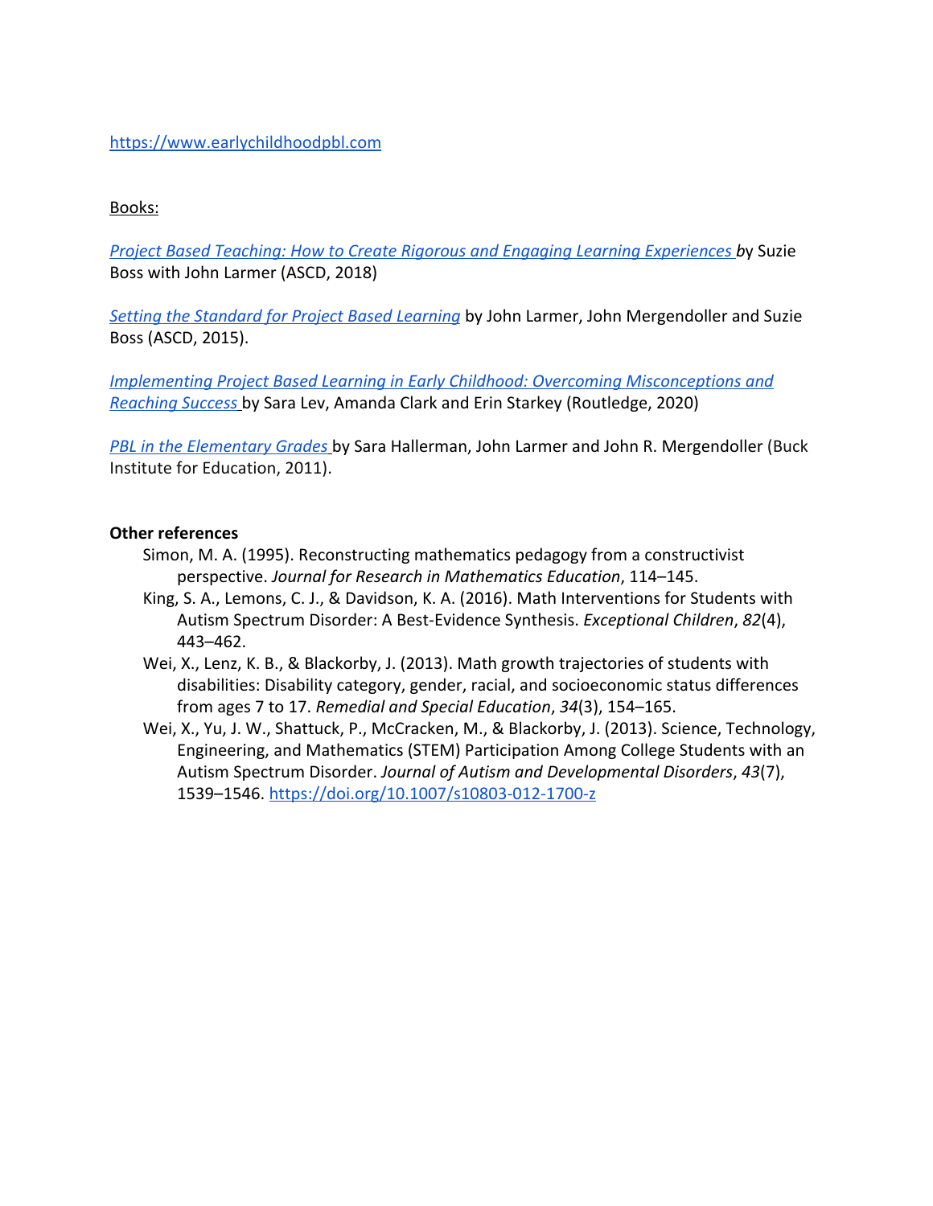https://www.earlychildhoodpbl.com

Books:

*Project Based Teaching: How to Create Rigorous and Engaging Learning Experiences* by Suzie Boss with John Larmer (ASCD, 2018)

*Setting the Standard for Project Based Learning* by John Larmer, John Mergendoller and Suzie Boss (ASCD, 2015).

*Implementing Project Based Learning in Early Childhood: Overcoming Misconceptions and Reaching Success* by Sara Lev, Amanda Clark and Erin Starkey (Routledge, 2020)

*PBL in the Elementary Grades* by Sara Hallerman, John Larmer and John R. Mergendoller (Buck Institute for Education, 2011).

**Other references**

Simon, M. A. (1995). Reconstructing mathematics pedagogy from a constructivist perspective. *Journal for Research in Mathematics Education*, 114–145.

King, S. A., Lemons, C. J., & Davidson, K. A. (2016). Math Interventions for Students with Autism Spectrum Disorder: A Best-Evidence Synthesis. *Exceptional Children*, *82*(4), 443–462.

Wei, X., Lenz, K. B., & Blackorby, J. (2013). Math growth trajectories of students with disabilities: Disability category, gender, racial, and socioeconomic status differences from ages 7 to 17. *Remedial and Special Education*, *34*(3), 154–165.

Wei, X., Yu, J. W., Shattuck, P., McCracken, M., & Blackorby, J. (2013). Science, Technology, Engineering, and Mathematics (STEM) Participation Among College Students with an Autism Spectrum Disorder. *Journal of Autism and Developmental Disorders*, *43*(7), 1539–1546. https://doi.org/10.1007/s10803-012-1700-z